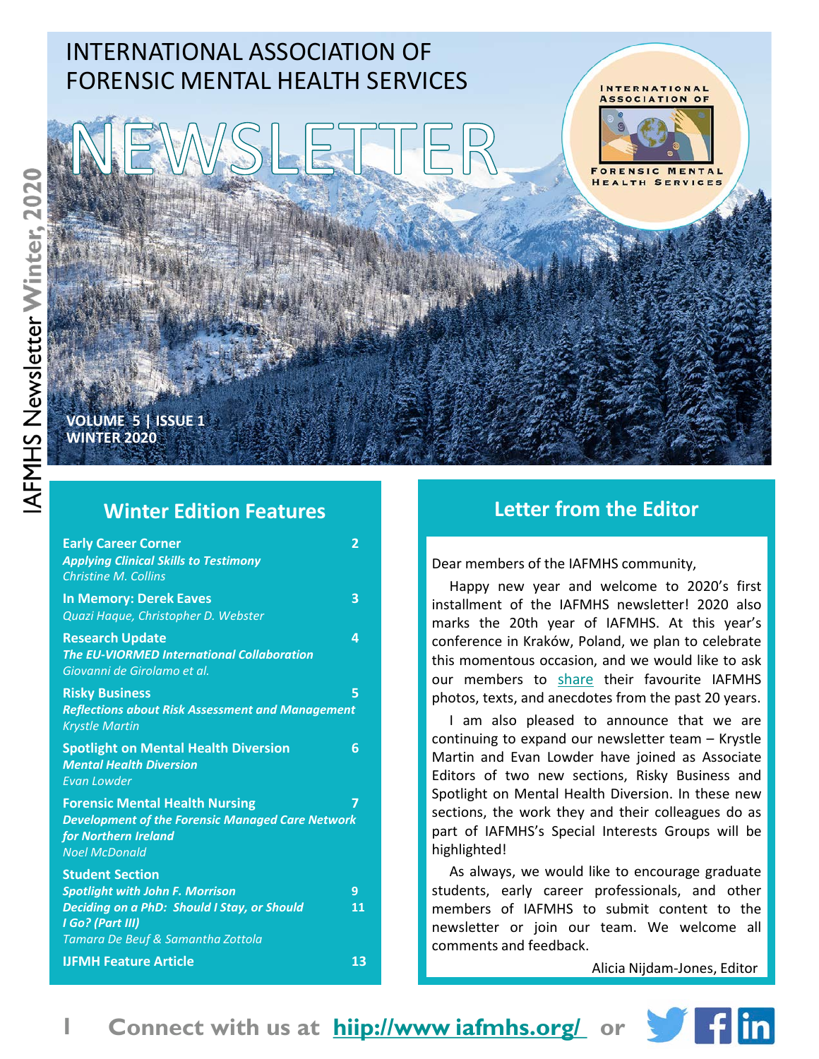# INTERNATIONAL ASSOCIATION OF FORENSIC MENTAL HEALTH SERVICES

# NEWSLETTER

**VOLUME 5 | ISSUE 1**
**WINTER 2020**

## Winter Edition Features

**Early Career Corner** — 2
***Applying Clinical Skills to Testimony***
*Christine M. Collins*

**In Memory: Derek Eaves** — 3
*Quazi Haque, Christopher D. Webster*

**Research Update** — 4
***The EU-VIORMED International Collaboration***
*Giovanni de Girolamo et al.*

**Risky Business** — 5
***Reflections about Risk Assessment and Management***
*Krystle Martin*

**Spotlight on Mental Health Diversion** — 6
***Mental Health Diversion***
*Evan Lowder*

**Forensic Mental Health Nursing** — 7
***Development of the Forensic Managed Care Network for Northern Ireland***
*Noel McDonald*

**Student Section**
***Spotlight with John F. Morrison*** — 9
***Deciding on a PhD: Should I Stay, or Should I Go? (Part III)*** — 11
*Tamara De Beuf & Samantha Zottola*

**IJFMH Feature Article** — 13

## Letter from the Editor

Dear members of the IAFMHS community,

Happy new year and welcome to 2020's first installment of the IAFMHS newsletter! 2020 also marks the 20th year of IAFMHS. At this year's conference in Kraków, Poland, we plan to celebrate this momentous occasion, and we would like to ask our members to share their favourite IAFMHS photos, texts, and anecdotes from the past 20 years.

I am also pleased to announce that we are continuing to expand our newsletter team – Krystle Martin and Evan Lowder have joined as Associate Editors of two new sections, Risky Business and Spotlight on Mental Health Diversion. In these new sections, the work they and their colleagues do as part of IAFMHS's Special Interests Groups will be highlighted!

As always, we would like to encourage graduate students, early career professionals, and other members of IAFMHS to submit content to the newsletter or join our team. We welcome all comments and feedback.

Alicia Nijdam-Jones, Editor

**Connect with us at hiip://www iafmhs.org/ or**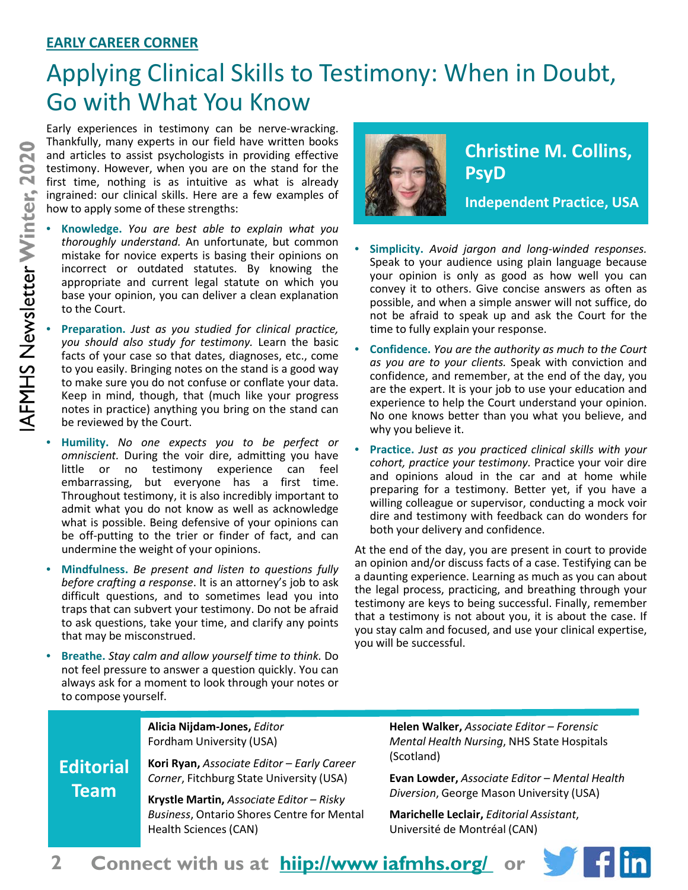**EARLY CAREER CORNER**

# Applying Clinical Skills to Testimony: When in Doubt, Go with What You Know

## Christine M. Collins, PsyD

**Independent Practice, USA**

Early experiences in testimony can be nerve-wracking. Thankfully, many experts in our field have written books and articles to assist psychologists in providing effective testimony. However, when you are on the stand for the first time, nothing is as intuitive as what is already ingrained: our clinical skills. Here are a few examples of how to apply some of these strengths:

- **Knowledge.** *You are best able to explain what you thoroughly understand.* An unfortunate, but common mistake for novice experts is basing their opinions on incorrect or outdated statutes. By knowing the appropriate and current legal statute on which you base your opinion, you can deliver a clean explanation to the Court.
- **Preparation.** *Just as you studied for clinical practice, you should also study for testimony.* Learn the basic facts of your case so that dates, diagnoses, etc., come to you easily. Bringing notes on the stand is a good way to make sure you do not confuse or conflate your data. Keep in mind, though, that (much like your progress notes in practice) anything you bring on the stand can be reviewed by the Court.
- **Humility.** *No one expects you to be perfect or omniscient.* During the voir dire, admitting you have little or no testimony experience can feel embarrassing, but everyone has a first time. Throughout testimony, it is also incredibly important to admit what you do not know as well as acknowledge what is possible. Being defensive of your opinions can be off-putting to the trier or finder of fact, and can undermine the weight of your opinions.
- **Mindfulness.** *Be present and listen to questions fully before crafting a response*. It is an attorney's job to ask difficult questions, and to sometimes lead you into traps that can subvert your testimony. Do not be afraid to ask questions, take your time, and clarify any points that may be misconstrued.
- **Breathe.** *Stay calm and allow yourself time to think.* Do not feel pressure to answer a question quickly. You can always ask for a moment to look through your notes or to compose yourself.
- **Simplicity.** *Avoid jargon and long-winded responses.* Speak to your audience using plain language because your opinion is only as good as how well you can convey it to others. Give concise answers as often as possible, and when a simple answer will not suffice, do not be afraid to speak up and ask the Court for the time to fully explain your response.
- **Confidence.** *You are the authority as much to the Court as you are to your clients.* Speak with conviction and confidence, and remember, at the end of the day, you are the expert. It is your job to use your education and experience to help the Court understand your opinion. No one knows better than you what you believe, and why you believe it.
- **Practice.** *Just as you practiced clinical skills with your cohort, practice your testimony*. Practice your voir dire and opinions aloud in the car and at home while preparing for a testimony. Better yet, if you have a willing colleague or supervisor, conducting a mock voir dire and testimony with feedback can do wonders for both your delivery and confidence.

At the end of the day, you are present in court to provide an opinion and/or discuss facts of a case. Testifying can be a daunting experience. Learning as much as you can about the legal process, practicing, and breathing through your testimony are keys to being successful. Finally, remember that a testimony is not about you, it is about the case. If you stay calm and focused, and use your clinical expertise, you will be successful.

## Editorial Team

**Alicia Nijdam-Jones,** *Editor*
Fordham University (USA)

**Kori Ryan,** *Associate Editor – Early Career Corner*, Fitchburg State University (USA)

**Krystle Martin,** *Associate Editor – Risky Business*, Ontario Shores Centre for Mental Health Sciences (CAN)

**Helen Walker,** *Associate Editor – Forensic Mental Health Nursing*, NHS State Hospitals (Scotland)

**Evan Lowder,** *Associate Editor – Mental Health Diversion*, George Mason University (USA)

**Marichelle Leclair,** *Editorial Assistant*, Université de Montréal (CAN)

**Connect with us at hiip://www iafmhs.org/ or**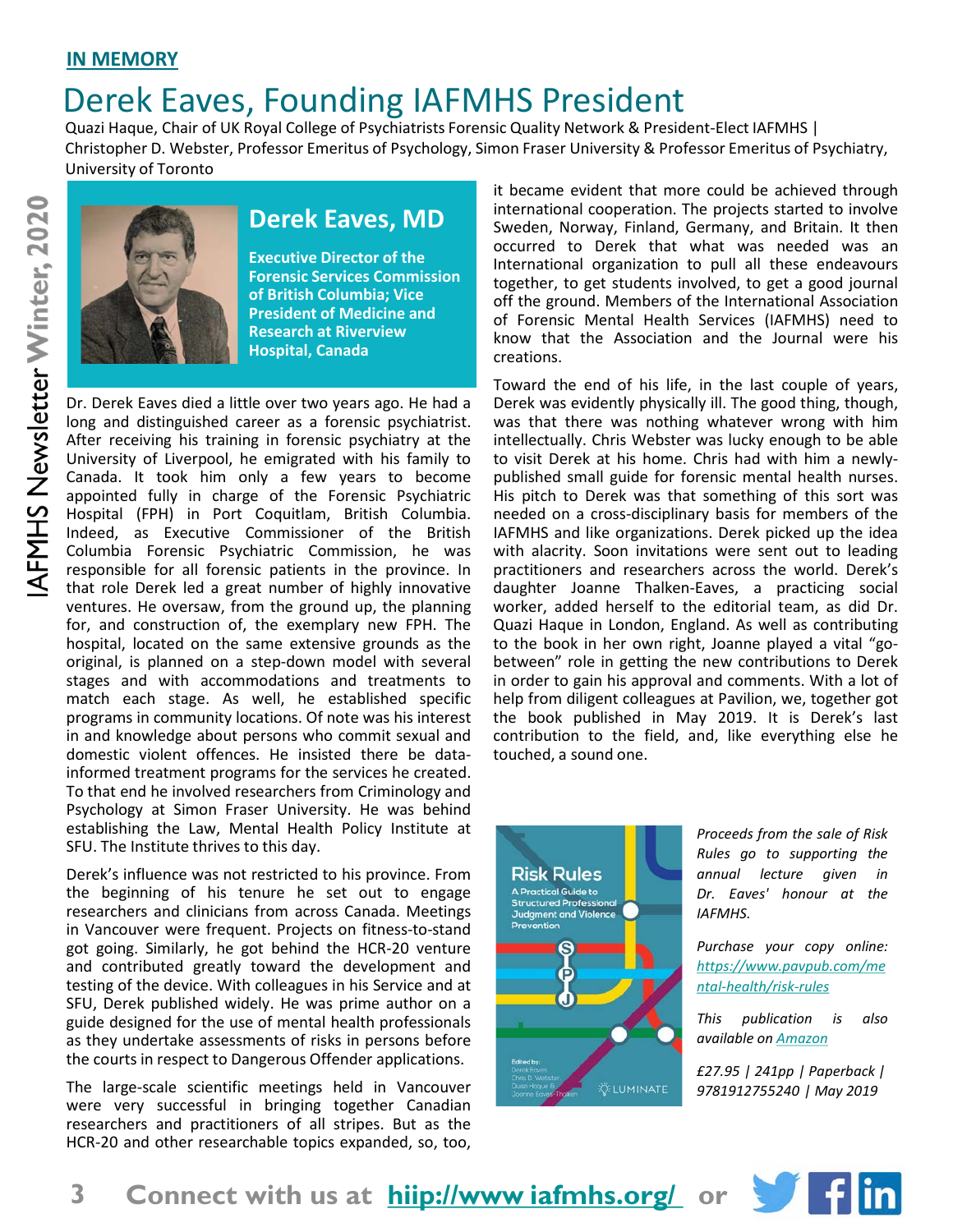**IN MEMORY**

# Derek Eaves, Founding IAFMHS President

Quazi Haque, Chair of UK Royal College of Psychiatrists Forensic Quality Network & President-Elect IAFMHS | Christopher D. Webster, Professor Emeritus of Psychology, Simon Fraser University & Professor Emeritus of Psychiatry, University of Toronto

## Derek Eaves, MD

**Executive Director of the Forensic Services Commission of British Columbia; Vice President of Medicine and Research at Riverview Hospital, Canada**

Dr. Derek Eaves died a little over two years ago. He had a long and distinguished career as a forensic psychiatrist. After receiving his training in forensic psychiatry at the University of Liverpool, he emigrated with his family to Canada. It took him only a few years to become appointed fully in charge of the Forensic Psychiatric Hospital (FPH) in Port Coquitlam, British Columbia. Indeed, as Executive Commissioner of the British Columbia Forensic Psychiatric Commission, he was responsible for all forensic patients in the province. In that role Derek led a great number of highly innovative ventures. He oversaw, from the ground up, the planning for, and construction of, the exemplary new FPH. The hospital, located on the same extensive grounds as the original, is planned on a step-down model with several stages and with accommodations and treatments to match each stage. As well, he established specific programs in community locations. Of note was his interest in and knowledge about persons who commit sexual and domestic violent offences. He insisted there be data-informed treatment programs for the services he created. To that end he involved researchers from Criminology and Psychology at Simon Fraser University. He was behind establishing the Law, Mental Health Policy Institute at SFU. The Institute thrives to this day.

Derek's influence was not restricted to his province. From the beginning of his tenure he set out to engage researchers and clinicians from across Canada. Meetings in Vancouver were frequent. Projects on fitness-to-stand got going. Similarly, he got behind the HCR-20 venture and contributed greatly toward the development and testing of the device. With colleagues in his Service and at SFU, Derek published widely. He was prime author on a guide designed for the use of mental health professionals as they undertake assessments of risks in persons before the courts in respect to Dangerous Offender applications.

The large-scale scientific meetings held in Vancouver were very successful in bringing together Canadian researchers and practitioners of all stripes. But as the HCR-20 and other researchable topics expanded, so, too, it became evident that more could be achieved through international cooperation. The projects started to involve Sweden, Norway, Finland, Germany, and Britain. It then occurred to Derek that what was needed was an International organization to pull all these endeavours together, to get students involved, to get a good journal off the ground. Members of the International Association of Forensic Mental Health Services (IAFMHS) need to know that the Association and the Journal were his creations.

Toward the end of his life, in the last couple of years, Derek was evidently physically ill. The good thing, though, was that there was nothing whatever wrong with him intellectually. Chris Webster was lucky enough to be able to visit Derek at his home. Chris had with him a newly-published small guide for forensic mental health nurses. His pitch to Derek was that something of this sort was needed on a cross-disciplinary basis for members of the IAFMHS and like organizations. Derek picked up the idea with alacrity. Soon invitations were sent out to leading practitioners and researchers across the world. Derek's daughter Joanne Thalken-Eaves, a practicing social worker, added herself to the editorial team, as did Dr. Quazi Haque in London, England. As well as contributing to the book in her own right, Joanne played a vital "go-between" role in getting the new contributions to Derek in order to gain his approval and comments. With a lot of help from diligent colleagues at Pavilion, we, together got the book published in May 2019. It is Derek's last contribution to the field, and, like everything else he touched, a sound one.

*Proceeds from the sale of Risk Rules go to supporting the annual lecture given in Dr. Eaves' honour at the IAFMHS.*

*Purchase your copy online: https://www.pavpub.com/mental-health/risk-rules*

*This publication is also available on Amazon*

*£27.95 | 241pp | Paperback | 9781912755240 | May 2019*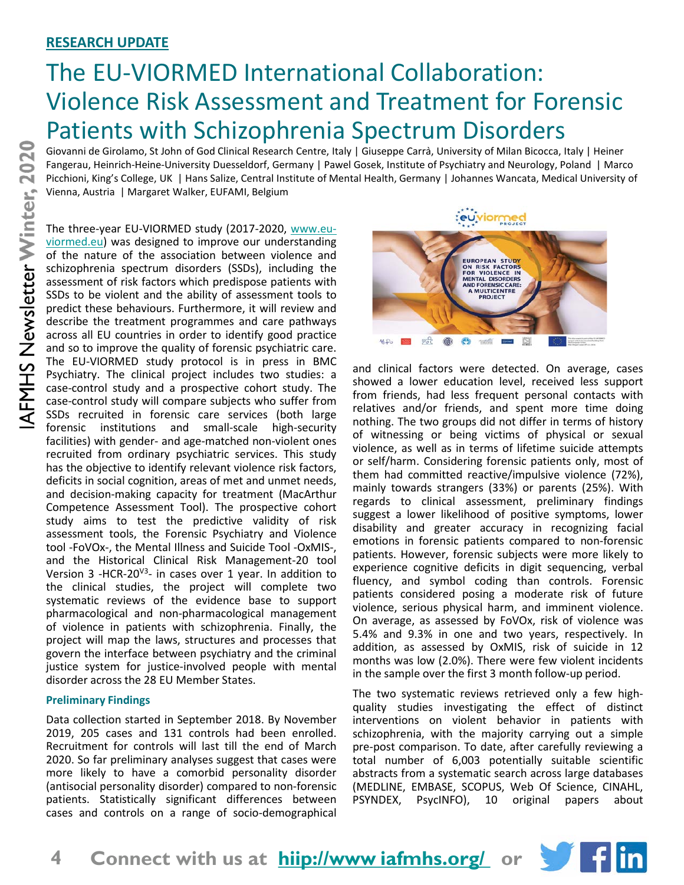**RESEARCH UPDATE**

# The EU-VIORMED International Collaboration: Violence Risk Assessment and Treatment for Forensic Patients with Schizophrenia Spectrum Disorders

Giovanni de Girolamo, St John of God Clinical Research Centre, Italy | Giuseppe Carrà, University of Milan Bicocca, Italy | Heiner Fangerau, Heinrich-Heine-University Duesseldorf, Germany | Pawel Gosek, Institute of Psychiatry and Neurology, Poland | Marco Picchioni, King's College, UK | Hans Salize, Central Institute of Mental Health, Germany | Johannes Wancata, Medical University of Vienna, Austria | Margaret Walker, EUFAMI, Belgium

The three-year EU-VIORMED study (2017-2020, www.eu-viormed.eu) was designed to improve our understanding of the nature of the association between violence and schizophrenia spectrum disorders (SSDs), including the assessment of risk factors which predispose patients with SSDs to be violent and the ability of assessment tools to predict these behaviours. Furthermore, it will review and describe the treatment programmes and care pathways across all EU countries in order to identify good practice and so to improve the quality of forensic psychiatric care. The EU-VIORMED study protocol is in press in BMC Psychiatry. The clinical project includes two studies: a case-control study and a prospective cohort study. The case-control study will compare subjects who suffer from SSDs recruited in forensic care services (both large forensic institutions and small-scale high-security facilities) with gender- and age-matched non-violent ones recruited from ordinary psychiatric services. This study has the objective to identify relevant violence risk factors, deficits in social cognition, areas of met and unmet needs, and decision-making capacity for treatment (MacArthur Competence Assessment Tool). The prospective cohort study aims to test the predictive validity of risk assessment tools, the Forensic Psychiatry and Violence tool -FoVOx-, the Mental Illness and Suicide Tool -OxMIS-, and the Historical Clinical Risk Management-20 tool Version 3 -HCR-20[V3]- in cases over 1 year. In addition to the clinical studies, the project will complete two systematic reviews of the evidence base to support pharmacological and non-pharmacological management of violence in patients with schizophrenia. Finally, the project will map the laws, structures and processes that govern the interface between psychiatry and the criminal justice system for justice-involved people with mental disorder across the 28 EU Member States.

### Preliminary Findings

Data collection started in September 2018. By November 2019, 205 cases and 131 controls had been enrolled. Recruitment for controls will last till the end of March 2020. So far preliminary analyses suggest that cases were more likely to have a comorbid personality disorder (antisocial personality disorder) compared to non-forensic patients. Statistically significant differences between cases and controls on a range of socio-demographical and clinical factors were detected. On average, cases showed a lower education level, received less support from friends, had less frequent personal contacts with relatives and/or friends, and spent more time doing nothing. The two groups did not differ in terms of history of witnessing or being victims of physical or sexual violence, as well as in terms of lifetime suicide attempts or self/harm. Considering forensic patients only, most of them had committed reactive/impulsive violence (72%), mainly towards strangers (33%) or parents (25%). With regards to clinical assessment, preliminary findings suggest a lower likelihood of positive symptoms, lower disability and greater accuracy in recognizing facial emotions in forensic patients compared to non-forensic patients. However, forensic subjects were more likely to experience cognitive deficits in digit sequencing, verbal fluency, and symbol coding than controls. Forensic patients considered posing a moderate risk of future violence, serious physical harm, and imminent violence. On average, as assessed by FoVOx, risk of violence was 5.4% and 9.3% in one and two years, respectively. In addition, as assessed by OxMIS, risk of suicide in 12 months was low (2.0%). There were few violent incidents in the sample over the first 3 month follow-up period.

The two systematic reviews retrieved only a few high-quality studies investigating the effect of distinct interventions on violent behavior in patients with schizophrenia, with the majority carrying out a simple pre-post comparison. To date, after carefully reviewing a total number of 6,003 potentially suitable scientific abstracts from a systematic search across large databases (MEDLINE, EMBASE, SCOPUS, Web Of Science, CINAHL, PSYNDEX, PsycINFO), 10 original papers about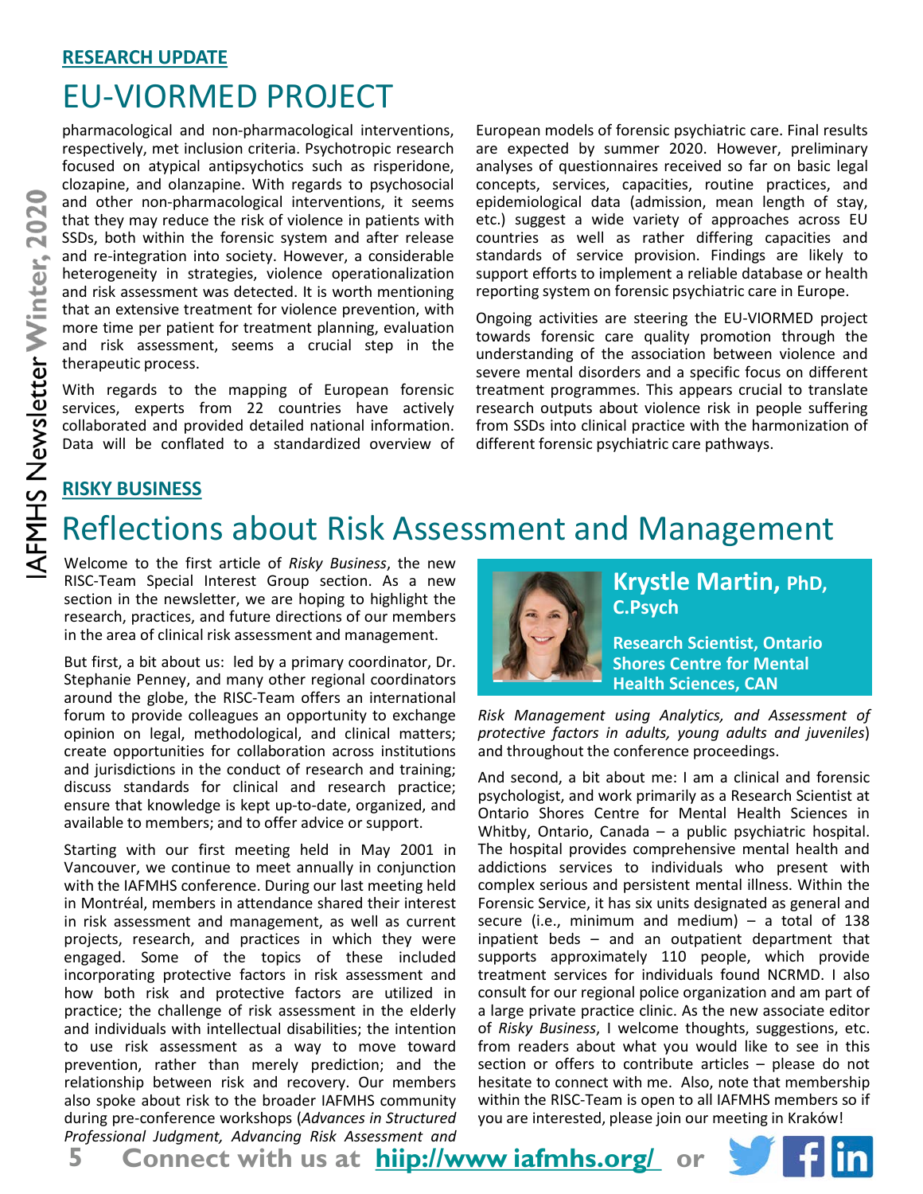RESEARCH UPDATE

# EU-VIORMED PROJECT

pharmacological and non-pharmacological interventions, respectively, met inclusion criteria. Psychotropic research focused on atypical antipsychotics such as risperidone, clozapine, and olanzapine. With regards to psychosocial and other non-pharmacological interventions, it seems that they may reduce the risk of violence in patients with SSDs, both within the forensic system and after release and re-integration into society. However, a considerable heterogeneity in strategies, violence operationalization and risk assessment was detected. It is worth mentioning that an extensive treatment for violence prevention, with more time per patient for treatment planning, evaluation and risk assessment, seems a crucial step in the therapeutic process.

With regards to the mapping of European forensic services, experts from 22 countries have actively collaborated and provided detailed national information. Data will be conflated to a standardized overview of European models of forensic psychiatric care. Final results are expected by summer 2020. However, preliminary analyses of questionnaires received so far on basic legal concepts, services, capacities, routine practices, and epidemiological data (admission, mean length of stay, etc.) suggest a wide variety of approaches across EU countries as well as rather differing capacities and standards of service provision. Findings are likely to support efforts to implement a reliable database or health reporting system on forensic psychiatric care in Europe.

Ongoing activities are steering the EU-VIORMED project towards forensic care quality promotion through the understanding of the association between violence and severe mental disorders and a specific focus on different treatment programmes. This appears crucial to translate research outputs about violence risk in people suffering from SSDs into clinical practice with the harmonization of different forensic psychiatric care pathways.

RISKY BUSINESS

# Reflections about Risk Assessment and Management

**Krystle Martin, PhD, C.Psych**

**Research Scientist, Ontario Shores Centre for Mental Health Sciences, CAN**

Welcome to the first article of *Risky Business*, the new RISC-Team Special Interest Group section. As a new section in the newsletter, we are hoping to highlight the research, practices, and future directions of our members in the area of clinical risk assessment and management.

But first, a bit about us: led by a primary coordinator, Dr. Stephanie Penney, and many other regional coordinators around the globe, the RISC-Team offers an international forum to provide colleagues an opportunity to exchange opinion on legal, methodological, and clinical matters; create opportunities for collaboration across institutions and jurisdictions in the conduct of research and training; discuss standards for clinical and research practice; ensure that knowledge is kept up-to-date, organized, and available to members; and to offer advice or support.

Starting with our first meeting held in May 2001 in Vancouver, we continue to meet annually in conjunction with the IAFMHS conference. During our last meeting held in Montréal, members in attendance shared their interest in risk assessment and management, as well as current projects, research, and practices in which they were engaged. Some of the topics of these included incorporating protective factors in risk assessment and how both risk and protective factors are utilized in practice; the challenge of risk assessment in the elderly and individuals with intellectual disabilities; the intention to use risk assessment as a way to move toward prevention, rather than merely prediction; and the relationship between risk and recovery. Our members also spoke about risk to the broader IAFMHS community during pre-conference workshops (*Advances in Structured Professional Judgment, Advancing Risk Assessment and Risk Management using Analytics, and Assessment of protective factors in adults, young adults and juveniles*) and throughout the conference proceedings.

And second, a bit about me: I am a clinical and forensic psychologist, and work primarily as a Research Scientist at Ontario Shores Centre for Mental Health Sciences in Whitby, Ontario, Canada – a public psychiatric hospital. The hospital provides comprehensive mental health and addictions services to individuals who present with complex serious and persistent mental illness. Within the Forensic Service, it has six units designated as general and secure (i.e., minimum and medium) – a total of 138 inpatient beds – and an outpatient department that supports approximately 110 people, which provide treatment services for individuals found NCRMD. I also consult for our regional police organization and am part of a large private practice clinic. As the new associate editor of *Risky Business*, I welcome thoughts, suggestions, etc. from readers about what you would like to see in this section or offers to contribute articles – please do not hesitate to connect with me. Also, note that membership within the RISC-Team is open to all IAFMHS members so if you are interested, please join our meeting in Kraków!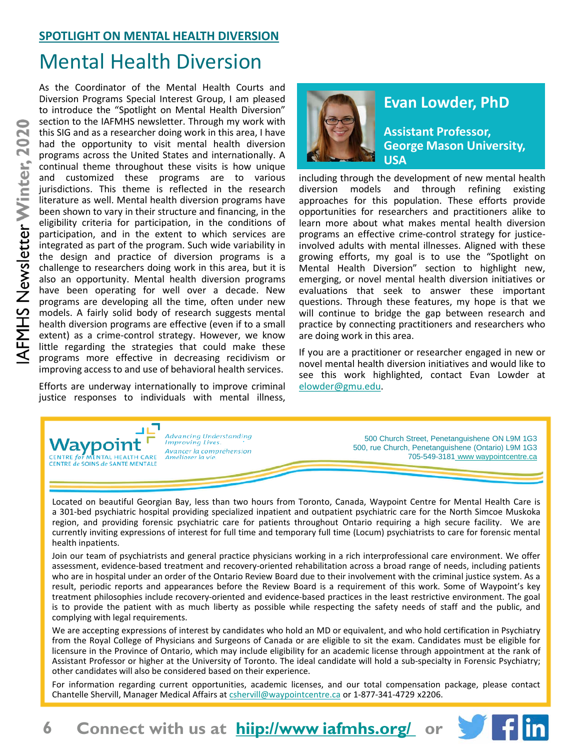**SPOTLIGHT ON MENTAL HEALTH DIVERSION**

# Mental Health Diversion

**Evan Lowder, PhD**

**Assistant Professor, George Mason University, USA**

As the Coordinator of the Mental Health Courts and Diversion Programs Special Interest Group, I am pleased to introduce the "Spotlight on Mental Health Diversion" section to the IAFMHS newsletter. Through my work with this SIG and as a researcher doing work in this area, I have had the opportunity to visit mental health diversion programs across the United States and internationally. A continual theme throughout these visits is how unique and customized these programs are to various jurisdictions. This theme is reflected in the research literature as well. Mental health diversion programs have been shown to vary in their structure and financing, in the eligibility criteria for participation, in the conditions of participation, and in the extent to which services are integrated as part of the program. Such wide variability in the design and practice of diversion programs is a challenge to researchers doing work in this area, but it is also an opportunity. Mental health diversion programs have been operating for well over a decade. New programs are developing all the time, often under new models. A fairly solid body of research suggests mental health diversion programs are effective (even if to a small extent) as a crime-control strategy. However, we know little regarding the strategies that could make these programs more effective in decreasing recidivism or improving access to and use of behavioral health services.

Efforts are underway internationally to improve criminal justice responses to individuals with mental illness, including through the development of new mental health diversion models and through refining existing approaches for this population. These efforts provide opportunities for researchers and practitioners alike to learn more about what makes mental health diversion programs an effective crime-control strategy for justice-involved adults with mental illnesses. Aligned with these growing efforts, my goal is to use the "Spotlight on Mental Health Diversion" section to highlight new, emerging, or novel mental health diversion initiatives or evaluations that seek to answer these important questions. Through these features, my hope is that we will continue to bridge the gap between research and practice by connecting practitioners and researchers who are doing work in this area.

If you are a practitioner or researcher engaged in new or novel mental health diversion initiatives and would like to see this work highlighted, contact Evan Lowder at elowder@gmu.edu.

---

**Waypoint**
CENTRE for MENTAL HEALTH CARE
CENTRE de SOINS de SANTE MENTALE

*Advancing Understanding Improving Lives.*
*Avancer la comprehension Améliorer la vie.*

500 Church Street, Penetanguishene ON L9M 1G3
500, rue Church, Penetanguishene (Ontario) L9M 1G3
705-549-3181 www waypointcentre.ca

Located on beautiful Georgian Bay, less than two hours from Toronto, Canada, Waypoint Centre for Mental Health Care is a 301-bed psychiatric hospital providing specialized inpatient and outpatient psychiatric care for the North Simcoe Muskoka region, and providing forensic psychiatric care for patients throughout Ontario requiring a high secure facility. We are currently inviting expressions of interest for full time and temporary full time (Locum) psychiatrists to care for forensic mental health inpatients.

Join our team of psychiatrists and general practice physicians working in a rich interprofessional care environment. We offer assessment, evidence-based treatment and recovery-oriented rehabilitation across a broad range of needs, including patients who are in hospital under an order of the Ontario Review Board due to their involvement with the criminal justice system. As a result, periodic reports and appearances before the Review Board is a requirement of this work. Some of Waypoint's key treatment philosophies include recovery-oriented and evidence-based practices in the least restrictive environment. The goal is to provide the patient with as much liberty as possible while respecting the safety needs of staff and the public, and complying with legal requirements.

We are accepting expressions of interest by candidates who hold an MD or equivalent, and who hold certification in Psychiatry from the Royal College of Physicians and Surgeons of Canada or are eligible to sit the exam. Candidates must be eligible for licensure in the Province of Ontario, which may include eligibility for an academic license through appointment at the rank of Assistant Professor or higher at the University of Toronto. The ideal candidate will hold a sub-specialty in Forensic Psychiatry; other candidates will also be considered based on their experience.

For information regarding current opportunities, academic licenses, and our total compensation package, please contact Chantelle Shervill, Manager Medical Affairs at cshervill@waypointcentre.ca or 1-877-341-4729 x2206.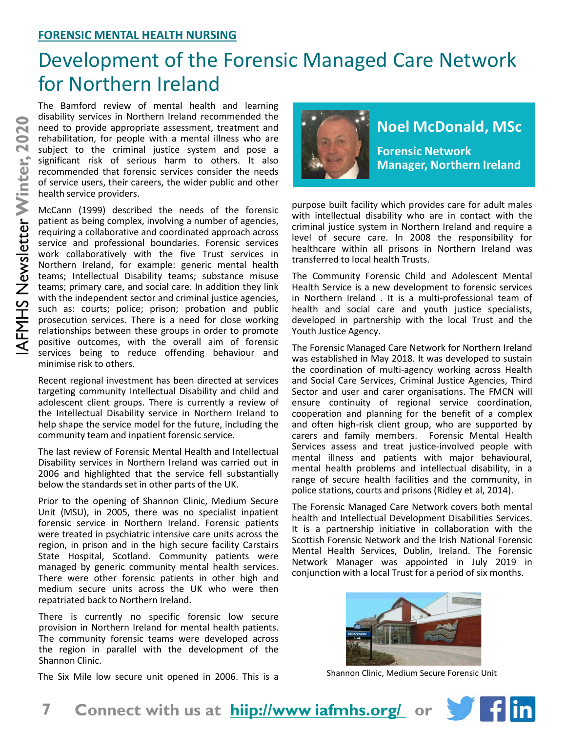**FORENSIC MENTAL HEALTH NURSING**

# Development of the Forensic Managed Care Network for Northern Ireland

**Noel McDonald, MSc**

**Forensic Network Manager, Northern Ireland**

The Bamford review of mental health and learning disability services in Northern Ireland recommended the need to provide appropriate assessment, treatment and rehabilitation, for people with a mental illness who are subject to the criminal justice system and pose a significant risk of serious harm to others. It also recommended that forensic services consider the needs of service users, their careers, the wider public and other health service providers.

McCann (1999) described the needs of the forensic patient as being complex, involving a number of agencies, requiring a collaborative and coordinated approach across service and professional boundaries. Forensic services work collaboratively with the five Trust services in Northern Ireland, for example: generic mental health teams; Intellectual Disability teams; substance misuse teams; primary care, and social care. In addition they link with the independent sector and criminal justice agencies, such as: courts; police; prison; probation and public prosecution services. There is a need for close working relationships between these groups in order to promote positive outcomes, with the overall aim of forensic services being to reduce offending behaviour and minimise risk to others.

Recent regional investment has been directed at services targeting community Intellectual Disability and child and adolescent client groups. There is currently a review of the Intellectual Disability service in Northern Ireland to help shape the service model for the future, including the community team and inpatient forensic service.

The last review of Forensic Mental Health and Intellectual Disability services in Northern Ireland was carried out in 2006 and highlighted that the service fell substantially below the standards set in other parts of the UK.

Prior to the opening of Shannon Clinic, Medium Secure Unit (MSU), in 2005, there was no specialist inpatient forensic service in Northern Ireland. Forensic patients were treated in psychiatric intensive care units across the region, in prison and in the high secure facility Carstairs State Hospital, Scotland. Community patients were managed by generic community mental health services. There were other forensic patients in other high and medium secure units across the UK who were then repatriated back to Northern Ireland.

There is currently no specific forensic low secure provision in Northern Ireland for mental health patients. The community forensic teams were developed across the region in parallel with the development of the Shannon Clinic.

The Six Mile low secure unit opened in 2006. This is a purpose built facility which provides care for adult males with intellectual disability who are in contact with the criminal justice system in Northern Ireland and require a level of secure care. In 2008 the responsibility for healthcare within all prisons in Northern Ireland was transferred to local health Trusts.

The Community Forensic Child and Adolescent Mental Health Service is a new development to forensic services in Northern Ireland . It is a multi-professional team of health and social care and youth justice specialists, developed in partnership with the local Trust and the Youth Justice Agency.

The Forensic Managed Care Network for Northern Ireland was established in May 2018. It was developed to sustain the coordination of multi-agency working across Health and Social Care Services, Criminal Justice Agencies, Third Sector and user and carer organisations. The FMCN will ensure continuity of regional service coordination, cooperation and planning for the benefit of a complex and often high-risk client group, who are supported by carers and family members. Forensic Mental Health Services assess and treat justice-involved people with mental illness and patients with major behavioural, mental health problems and intellectual disability, in a range of secure health facilities and the community, in police stations, courts and prisons (Ridley et al, 2014).

The Forensic Managed Care Network covers both mental health and Intellectual Development Disabilities Services. It is a partnership initiative in collaboration with the Scottish Forensic Network and the Irish National Forensic Mental Health Services, Dublin, Ireland. The Forensic Network Manager was appointed in July 2019 in conjunction with a local Trust for a period of six months.

Shannon Clinic, Medium Secure Forensic Unit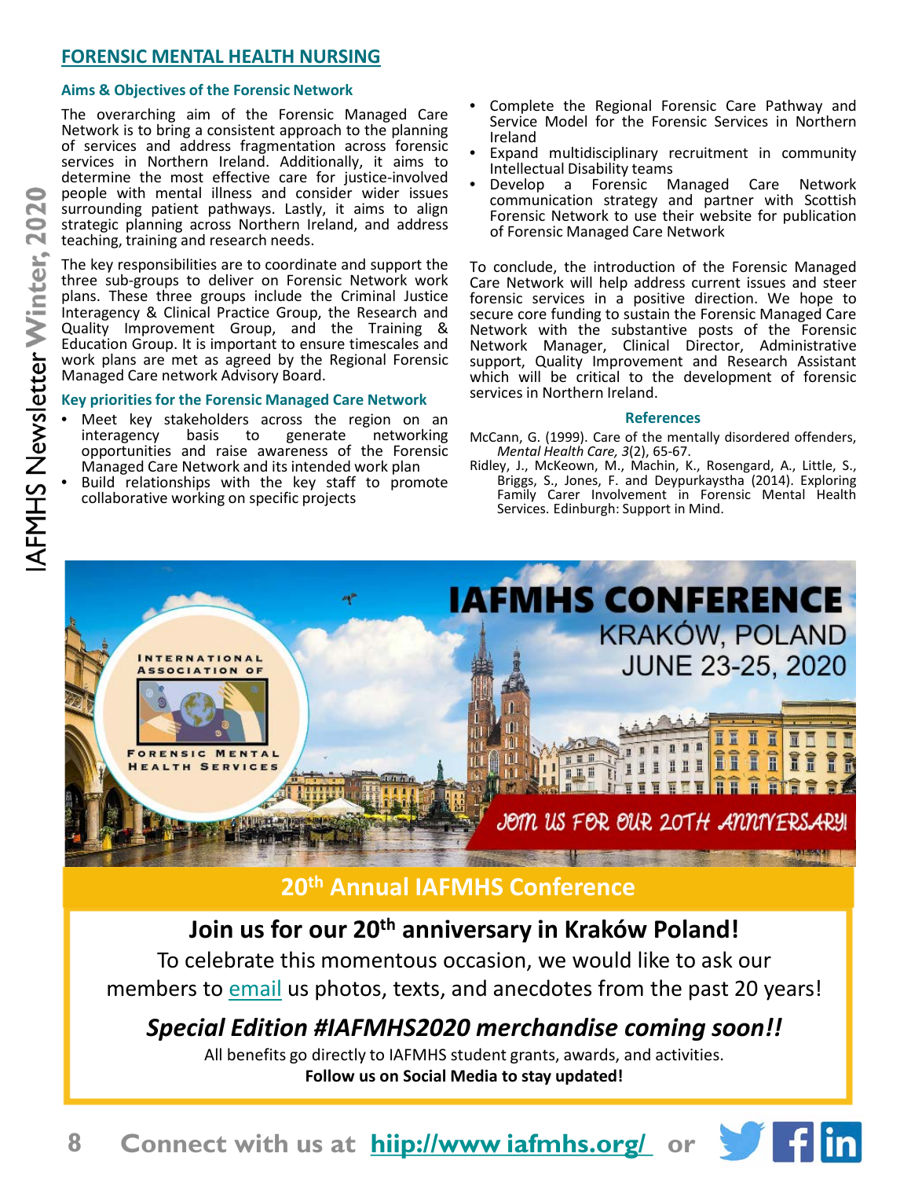## FORENSIC MENTAL HEALTH NURSING

### Aims & Objectives of the Forensic Network

The overarching aim of the Forensic Managed Care Network is to bring a consistent approach to the planning of services and address fragmentation across forensic services in Northern Ireland. Additionally, it aims to determine the most effective care for justice-involved people with mental illness and consider wider issues surrounding patient pathways. Lastly, it aims to align strategic planning across Northern Ireland, and address teaching, training and research needs.

The key responsibilities are to coordinate and support the three sub-groups to deliver on Forensic Network work plans. These three groups include the Criminal Justice Interagency & Clinical Practice Group, the Research and Quality Improvement Group, and the Training & Education Group. It is important to ensure timescales and work plans are met as agreed by the Regional Forensic Managed Care network Advisory Board.

### Key priorities for the Forensic Managed Care Network

- Meet key stakeholders across the region on an interagency basis to generate networking opportunities and raise awareness of the Forensic Managed Care Network and its intended work plan
- Build relationships with the key staff to promote collaborative working on specific projects
- Complete the Regional Forensic Care Pathway and Service Model for the Forensic Services in Northern Ireland
- Expand multidisciplinary recruitment in community Intellectual Disability teams
- Develop a Forensic Managed Care Network communication strategy and partner with Scottish Forensic Network to use their website for publication of Forensic Managed Care Network

To conclude, the introduction of the Forensic Managed Care Network will help address current issues and steer forensic services in a positive direction. We hope to secure core funding to sustain the Forensic Managed Care Network with the substantive posts of the Forensic Network Manager, Clinical Director, Administrative support, Quality Improvement and Research Assistant which will be critical to the development of forensic services in Northern Ireland.

### References

McCann, G. (1999). Care of the mentally disordered offenders, *Mental Health Care, 3*(2), 65-67.

Ridley, J., McKeown, M., Machin, K., Rosengard, A., Little, S., Briggs, S., Jones, F. and Deypurkaystha (2014). Exploring Family Carer Involvement in Forensic Mental Health Services. Edinburgh: Support in Mind.

**IAFMHS CONFERENCE**
KRAKÓW, POLAND
JUNE 23-25, 2020

INTERNATIONAL ASSOCIATION OF FORENSIC MENTAL HEALTH SERVICES

JOIN US FOR OUR 20TH ANNIVERSARY!

## 20th Annual IAFMHS Conference

### Join us for our 20th anniversary in Kraków Poland!

To celebrate this momentous occasion, we would like to ask our members to email us photos, texts, and anecdotes from the past 20 years!

### *Special Edition #IAFMHS2020 merchandise coming soon!!*

All benefits go directly to IAFMHS student grants, awards, and activities.

**Follow us on Social Media to stay updated!**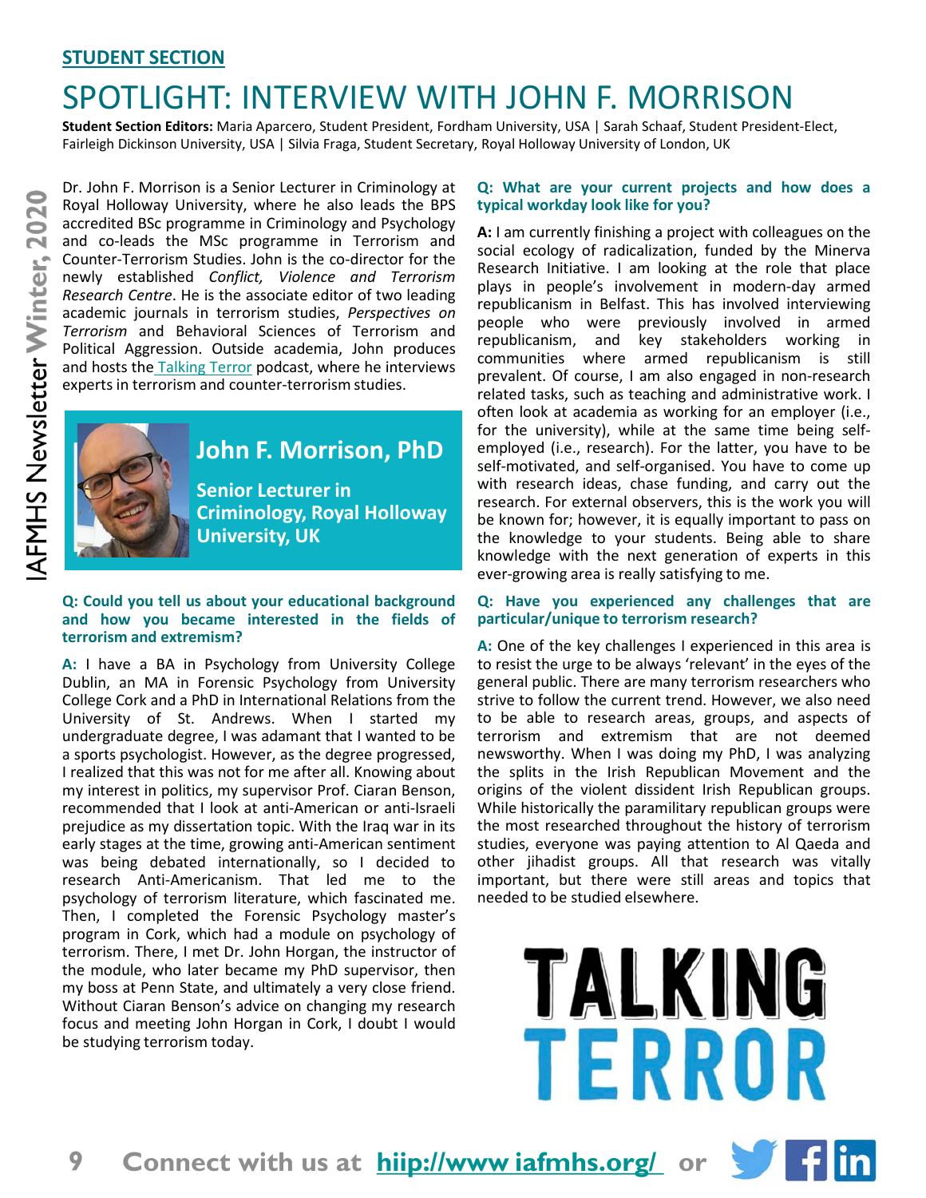**STUDENT SECTION**

# SPOTLIGHT: INTERVIEW WITH JOHN F. MORRISON

**Student Section Editors:** Maria Aparcero, Student President, Fordham University, USA | Sarah Schaaf, Student President-Elect, Fairleigh Dickinson University, USA | Silvia Fraga, Student Secretary, Royal Holloway University of London, UK

Dr. John F. Morrison is a Senior Lecturer in Criminology at Royal Holloway University, where he also leads the BPS accredited BSc programme in Criminology and Psychology and co-leads the MSc programme in Terrorism and Counter-Terrorism Studies. John is the co-director for the newly established *Conflict, Violence and Terrorism Research Centre*. He is the associate editor of two leading academic journals in terrorism studies, *Perspectives on Terrorism* and Behavioral Sciences of Terrorism and Political Aggression. Outside academia, John produces and hosts the Talking Terror podcast, where he interviews experts in terrorism and counter-terrorism studies.

**John F. Morrison, PhD**

**Senior Lecturer in Criminology, Royal Holloway University, UK**

**Q: Could you tell us about your educational background and how you became interested in the fields of terrorism and extremism?**

**A:** I have a BA in Psychology from University College Dublin, an MA in Forensic Psychology from University College Cork and a PhD in International Relations from the University of St. Andrews. When I started my undergraduate degree, I was adamant that I wanted to be a sports psychologist. However, as the degree progressed, I realized that this was not for me after all. Knowing about my interest in politics, my supervisor Prof. Ciaran Benson, recommended that I look at anti-American or anti-Israeli prejudice as my dissertation topic. With the Iraq war in its early stages at the time, growing anti-American sentiment was being debated internationally, so I decided to research Anti-Americanism. That led me to the psychology of terrorism literature, which fascinated me. Then, I completed the Forensic Psychology master's program in Cork, which had a module on psychology of terrorism. There, I met Dr. John Horgan, the instructor of the module, who later became my PhD supervisor, then my boss at Penn State, and ultimately a very close friend. Without Ciaran Benson's advice on changing my research focus and meeting John Horgan in Cork, I doubt I would be studying terrorism today.

**Q: What are your current projects and how does a typical workday look like for you?**

**A:** I am currently finishing a project with colleagues on the social ecology of radicalization, funded by the Minerva Research Initiative. I am looking at the role that place plays in people's involvement in modern-day armed republicanism in Belfast. This has involved interviewing people who were previously involved in armed republicanism, and key stakeholders working in communities where armed republicanism is still prevalent. Of course, I am also engaged in non-research related tasks, such as teaching and administrative work. I often look at academia as working for an employer (i.e., for the university), while at the same time being self-employed (i.e., research). For the latter, you have to be self-motivated, and self-organised. You have to come up with research ideas, chase funding, and carry out the research. For external observers, this is the work you will be known for; however, it is equally important to pass on the knowledge to your students. Being able to share knowledge with the next generation of experts in this ever-growing area is really satisfying to me.

**Q: Have you experienced any challenges that are particular/unique to terrorism research?**

**A:** One of the key challenges I experienced in this area is to resist the urge to be always 'relevant' in the eyes of the general public. There are many terrorism researchers who strive to follow the current trend. However, we also need to be able to research areas, groups, and aspects of terrorism and extremism that are not deemed newsworthy. When I was doing my PhD, I was analyzing the splits in the Irish Republican Movement and the origins of the violent dissident Irish Republican groups. While historically the paramilitary republican groups were the most researched throughout the history of terrorism studies, everyone was paying attention to Al Qaeda and other jihadist groups. All that research was vitally important, but there were still areas and topics that needed to be studied elsewhere.

TALKING TERROR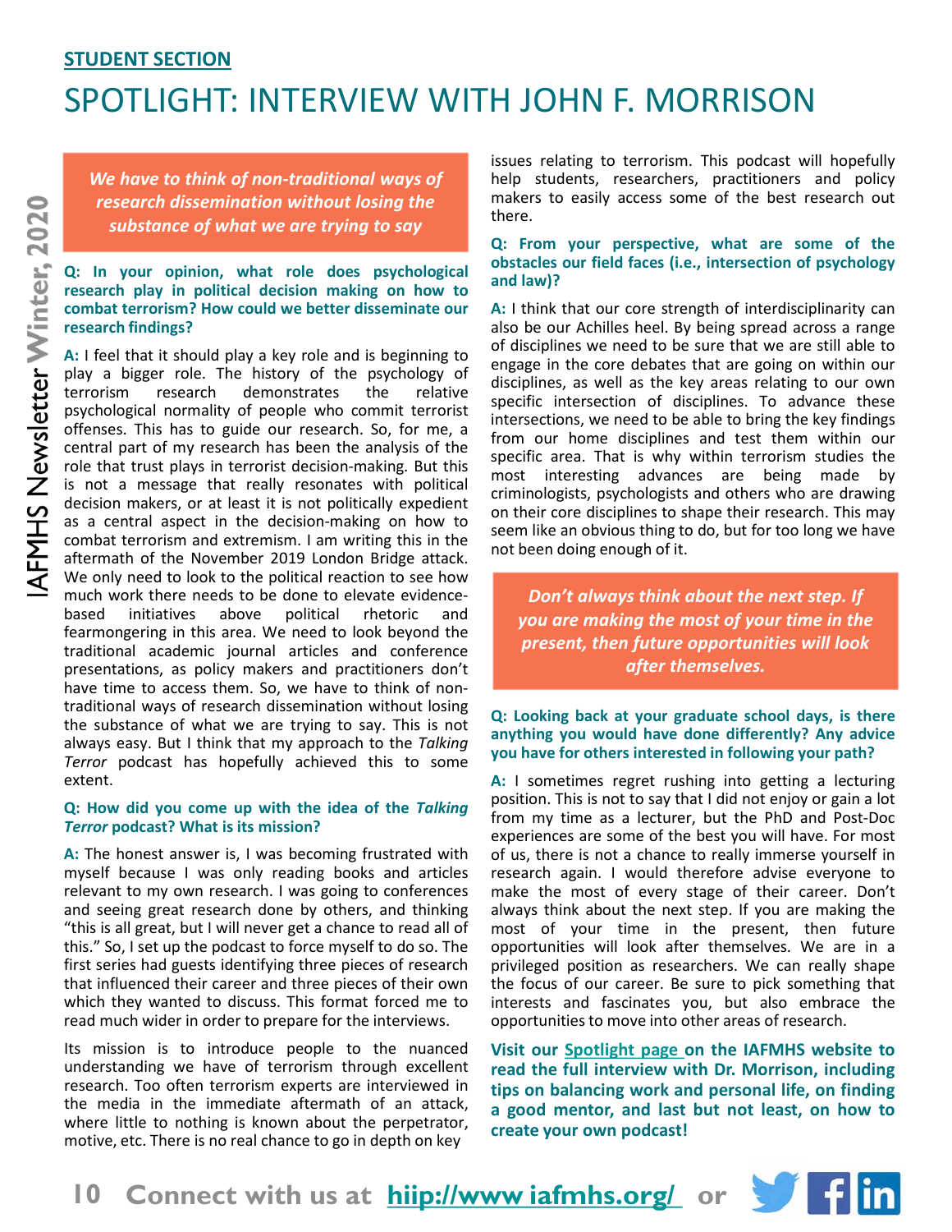**STUDENT SECTION**

# SPOTLIGHT: INTERVIEW WITH JOHN F. MORRISON

> ***We have to think of non-traditional ways of research dissemination without losing the substance of what we are trying to say***

**Q: In your opinion, what role does psychological research play in political decision making on how to combat terrorism? How could we better disseminate our research findings?**

**A:** I feel that it should play a key role and is beginning to play a bigger role. The history of the psychology of terrorism research demonstrates the relative psychological normality of people who commit terrorist offenses. This has to guide our research. So, for me, a central part of my research has been the analysis of the role that trust plays in terrorist decision-making. But this is not a message that really resonates with political decision makers, or at least it is not politically expedient as a central aspect in the decision-making on how to combat terrorism and extremism. I am writing this in the aftermath of the November 2019 London Bridge attack. We only need to look to the political reaction to see how much work there needs to be done to elevate evidence-based initiatives above political rhetoric and fearmongering in this area. We need to look beyond the traditional academic journal articles and conference presentations, as policy makers and practitioners don't have time to access them. So, we have to think of non-traditional ways of research dissemination without losing the substance of what we are trying to say. This is not always easy. But I think that my approach to the *Talking Terror* podcast has hopefully achieved this to some extent.

**Q: How did you come up with the idea of the *Talking Terror* podcast? What is its mission?**

**A:** The honest answer is, I was becoming frustrated with myself because I was only reading books and articles relevant to my own research. I was going to conferences and seeing great research done by others, and thinking "this is all great, but I will never get a chance to read all of this." So, I set up the podcast to force myself to do so. The first series had guests identifying three pieces of research that influenced their career and three pieces of their own which they wanted to discuss. This format forced me to read much wider in order to prepare for the interviews.

Its mission is to introduce people to the nuanced understanding we have of terrorism through excellent research. Too often terrorism experts are interviewed in the media in the immediate aftermath of an attack, where little to nothing is known about the perpetrator, motive, etc. There is no real chance to go in depth on key issues relating to terrorism. This podcast will hopefully help students, researchers, practitioners and policy makers to easily access some of the best research out there.

**Q: From your perspective, what are some of the obstacles our field faces (i.e., intersection of psychology and law)?**

**A:** I think that our core strength of interdisciplinarity can also be our Achilles heel. By being spread across a range of disciplines we need to be sure that we are still able to engage in the core debates that are going on within our disciplines, as well as the key areas relating to our own specific intersection of disciplines. To advance these intersections, we need to be able to bring the key findings from our home disciplines and test them within our specific area. That is why within terrorism studies the most interesting advances are being made by criminologists, psychologists and others who are drawing on their core disciplines to shape their research. This may seem like an obvious thing to do, but for too long we have not been doing enough of it.

> ***Don't always think about the next step. If you are making the most of your time in the present, then future opportunities will look after themselves.***

**Q: Looking back at your graduate school days, is there anything you would have done differently? Any advice you have for others interested in following your path?**

**A:** I sometimes regret rushing into getting a lecturing position. This is not to say that I did not enjoy or gain a lot from my time as a lecturer, but the PhD and Post-Doc experiences are some of the best you will have. For most of us, there is not a chance to really immerse yourself in research again. I would therefore advise everyone to make the most of every stage of their career. Don't always think about the next step. If you are making the most of your time in the present, then future opportunities will look after themselves. We are in a privileged position as researchers. We can really shape the focus of our career. Be sure to pick something that interests and fascinates you, but also embrace the opportunities to move into other areas of research.

**Visit our Spotlight page on the IAFMHS website to read the full interview with Dr. Morrison, including tips on balancing work and personal life, on finding a good mentor, and last but not least, on how to create your own podcast!**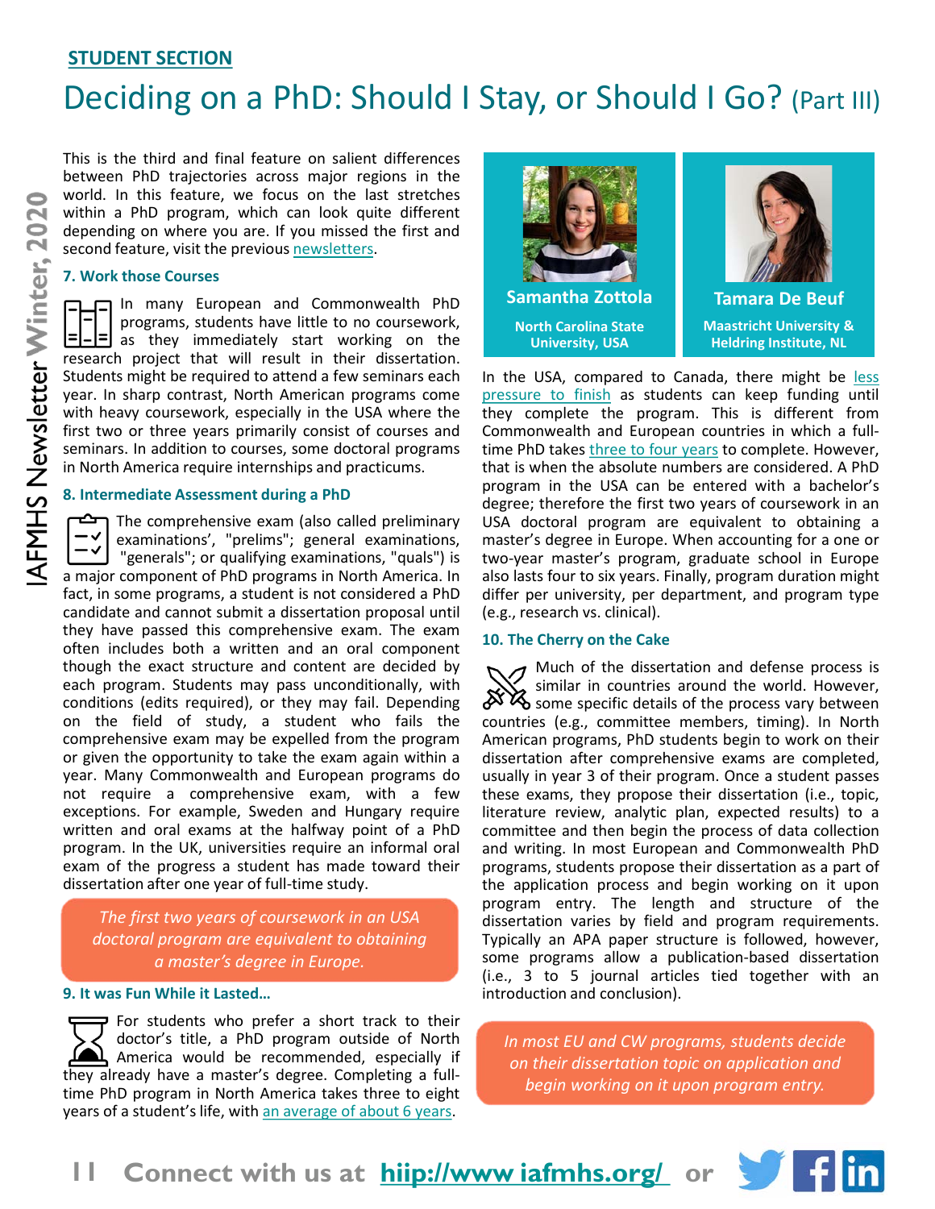**STUDENT SECTION**

# Deciding on a PhD: Should I Stay, or Should I Go? (Part III)

This is the third and final feature on salient differences between PhD trajectories across major regions in the world. In this feature, we focus on the last stretches within a PhD program, which can look quite different depending on where you are. If you missed the first and second feature, visit the previous newsletters.

**Samantha Zottola**
North Carolina State University, USA

**Tamara De Beuf**
Maastricht University & Heldring Institute, NL

### 7. Work those Courses

In many European and Commonwealth PhD programs, students have little to no coursework, as they immediately start working on the research project that will result in their dissertation. Students might be required to attend a few seminars each year. In sharp contrast, North American programs come with heavy coursework, especially in the USA where the first two or three years primarily consist of courses and seminars. In addition to courses, some doctoral programs in North America require internships and practicums.

### 8. Intermediate Assessment during a PhD

The comprehensive exam (also called preliminary examinations', "prelims"; general examinations, "generals"; or qualifying examinations, "quals") is a major component of PhD programs in North America. In fact, in some programs, a student is not considered a PhD candidate and cannot submit a dissertation proposal until they have passed this comprehensive exam. The exam often includes both a written and an oral component though the exact structure and content are decided by each program. Students may pass unconditionally, with conditions (edits required), or they may fail. Depending on the field of study, a student who fails the comprehensive exam may be expelled from the program or given the opportunity to take the exam again within a year. Many Commonwealth and European programs do not require a comprehensive exam, with a few exceptions. For example, Sweden and Hungary require written and oral exams at the halfway point of a PhD program. In the UK, universities require an informal oral exam of the progress a student has made toward their dissertation after one year of full-time study.

*The first two years of coursework in an USA doctoral program are equivalent to obtaining a master's degree in Europe.*

### 9. It was Fun While it Lasted…

For students who prefer a short track to their doctor's title, a PhD program outside of North America would be recommended, especially if they already have a master's degree. Completing a full-time PhD program in North America takes three to eight years of a student's life, with an average of about 6 years.

In the USA, compared to Canada, there might be less pressure to finish as students can keep funding until they complete the program. This is different from Commonwealth and European countries in which a full-time PhD takes three to four years to complete. However, that is when the absolute numbers are considered. A PhD program in the USA can be entered with a bachelor's degree; therefore the first two years of coursework in an USA doctoral program are equivalent to obtaining a master's degree in Europe. When accounting for a one or two-year master's program, graduate school in Europe also lasts four to six years. Finally, program duration might differ per university, per department, and program type (e.g., research vs. clinical).

### 10. The Cherry on the Cake

Much of the dissertation and defense process is similar in countries around the world. However, some specific details of the process vary between countries (e.g., committee members, timing). In North American programs, PhD students begin to work on their dissertation after comprehensive exams are completed, usually in year 3 of their program. Once a student passes these exams, they propose their dissertation (i.e., topic, literature review, analytic plan, expected results) to a committee and then begin the process of data collection and writing. In most European and Commonwealth PhD programs, students propose their dissertation as a part of the application process and begin working on it upon program entry. The length and structure of the dissertation varies by field and program requirements. Typically an APA paper structure is followed, however, some programs allow a publication-based dissertation (i.e., 3 to 5 journal articles tied together with an introduction and conclusion).

*In most EU and CW programs, students decide on their dissertation topic on application and begin working on it upon program entry.*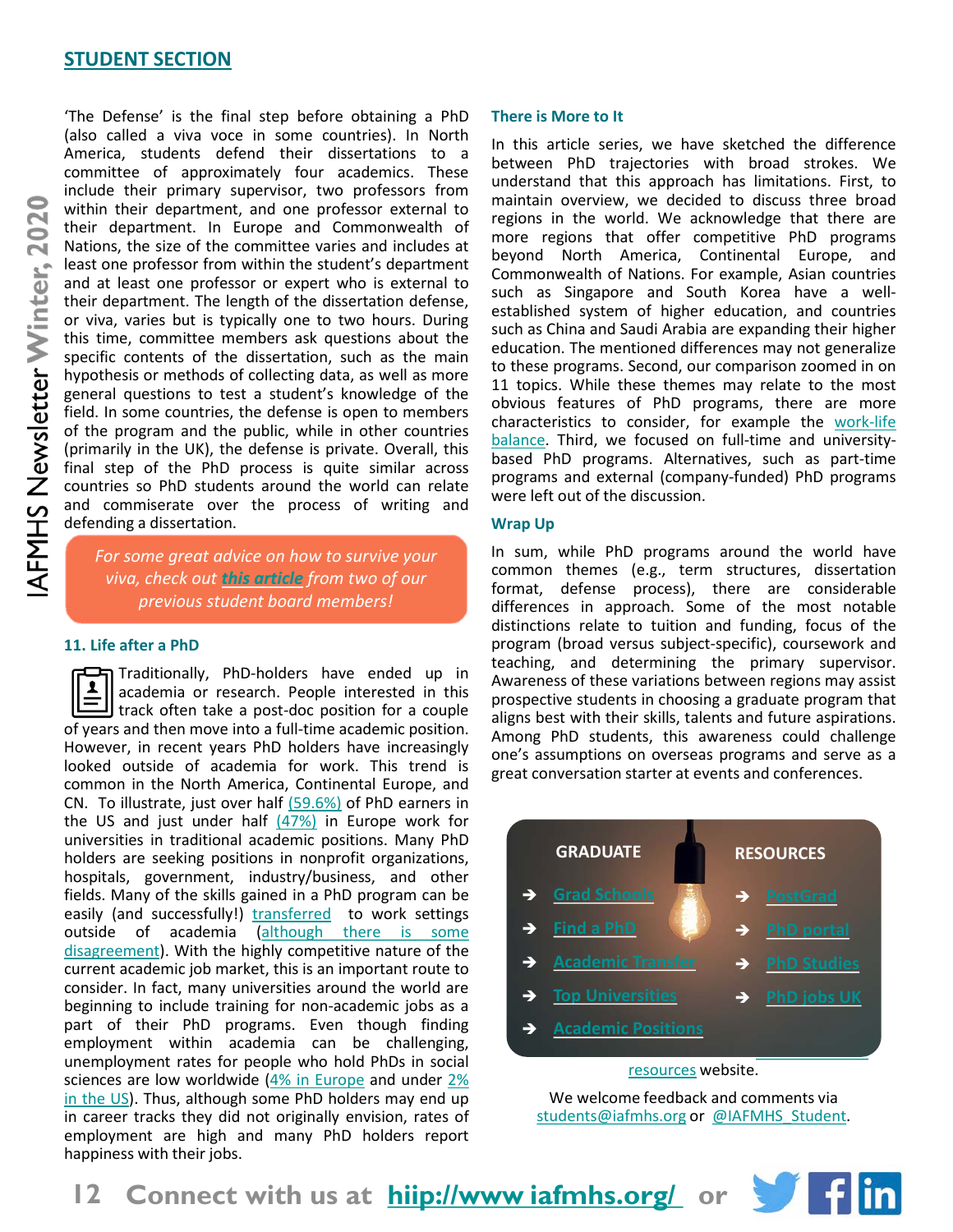## STUDENT SECTION

'The Defense' is the final step before obtaining a PhD (also called a viva voce in some countries). In North America, students defend their dissertations to a committee of approximately four academics. These include their primary supervisor, two professors from within their department, and one professor external to their department. In Europe and Commonwealth of Nations, the size of the committee varies and includes at least one professor from within the student's department and at least one professor or expert who is external to their department. The length of the dissertation defense, or viva, varies but is typically one to two hours. During this time, committee members ask questions about the specific contents of the dissertation, such as the main hypothesis or methods of collecting data, as well as more general questions to test a student's knowledge of the field. In some countries, the defense is open to members of the program and the public, while in other countries (primarily in the UK), the defense is private. Overall, this final step of the PhD process is quite similar across countries so PhD students around the world can relate and commiserate over the process of writing and defending a dissertation.

*For some great advice on how to survive your viva, check out **this article** from two of our previous student board members!*

### 11. Life after a PhD

Traditionally, PhD-holders have ended up in academia or research. People interested in this track often take a post-doc position for a couple of years and then move into a full-time academic position. However, in recent years PhD holders have increasingly looked outside of academia for work. This trend is common in the North America, Continental Europe, and CN. To illustrate, just over half (59.6%) of PhD earners in the US and just under half (47%) in Europe work for universities in traditional academic positions. Many PhD holders are seeking positions in nonprofit organizations, hospitals, government, industry/business, and other fields. Many of the skills gained in a PhD program can be easily (and successfully!) transferred to work settings outside of academia (although there is some disagreement). With the highly competitive nature of the current academic job market, this is an important route to consider. In fact, many universities around the world are beginning to include training for non-academic jobs as a part of their PhD programs. Even though finding employment within academia can be challenging, unemployment rates for people who hold PhDs in social sciences are low worldwide (4% in Europe and under 2% in the US). Thus, although some PhD holders may end up in career tracks they did not originally envision, rates of employment are high and many PhD holders report happiness with their jobs.

### There is More to It

In this article series, we have sketched the difference between PhD trajectories with broad strokes. We understand that this approach has limitations. First, to maintain overview, we decided to discuss three broad regions in the world. We acknowledge that there are more regions that offer competitive PhD programs beyond North America, Continental Europe, and Commonwealth of Nations. For example, Asian countries such as Singapore and South Korea have a well-established system of higher education, and countries such as China and Saudi Arabia are expanding their higher education. The mentioned differences may not generalize to these programs. Second, our comparison zoomed in on 11 topics. While these themes may relate to the most obvious features of PhD programs, there are more characteristics to consider, for example the work-life balance. Third, we focused on full-time and university-based PhD programs. Alternatives, such as part-time programs and external (company-funded) PhD programs were left out of the discussion.

### Wrap Up

In sum, while PhD programs around the world have common themes (e.g., term structures, dissertation format, defense process), there are considerable differences in approach. Some of the most notable distinctions relate to tuition and funding, focus of the program (broad versus subject-specific), coursework and teaching, and determining the primary supervisor. Awareness of these variations between regions may assist prospective students in choosing a graduate program that aligns best with their skills, talents and future aspirations. Among PhD students, this awareness could challenge one's assumptions on overseas programs and serve as a great conversation starter at events and conferences.

| GRADUATE | RESOURCES |
|---|---|
| ➔ Grad Schools | ➔ PostGrad |
| ➔ Find a PhD | ➔ PhD portal |
| ➔ Academic Transfer | ➔ PhD Studies |
| ➔ Top Universities | ➔ PhD jobs UK |
| ➔ Academic Positions | |

resources website.

We welcome feedback and comments via students@iafmhs.org or @IAFMHS_Student.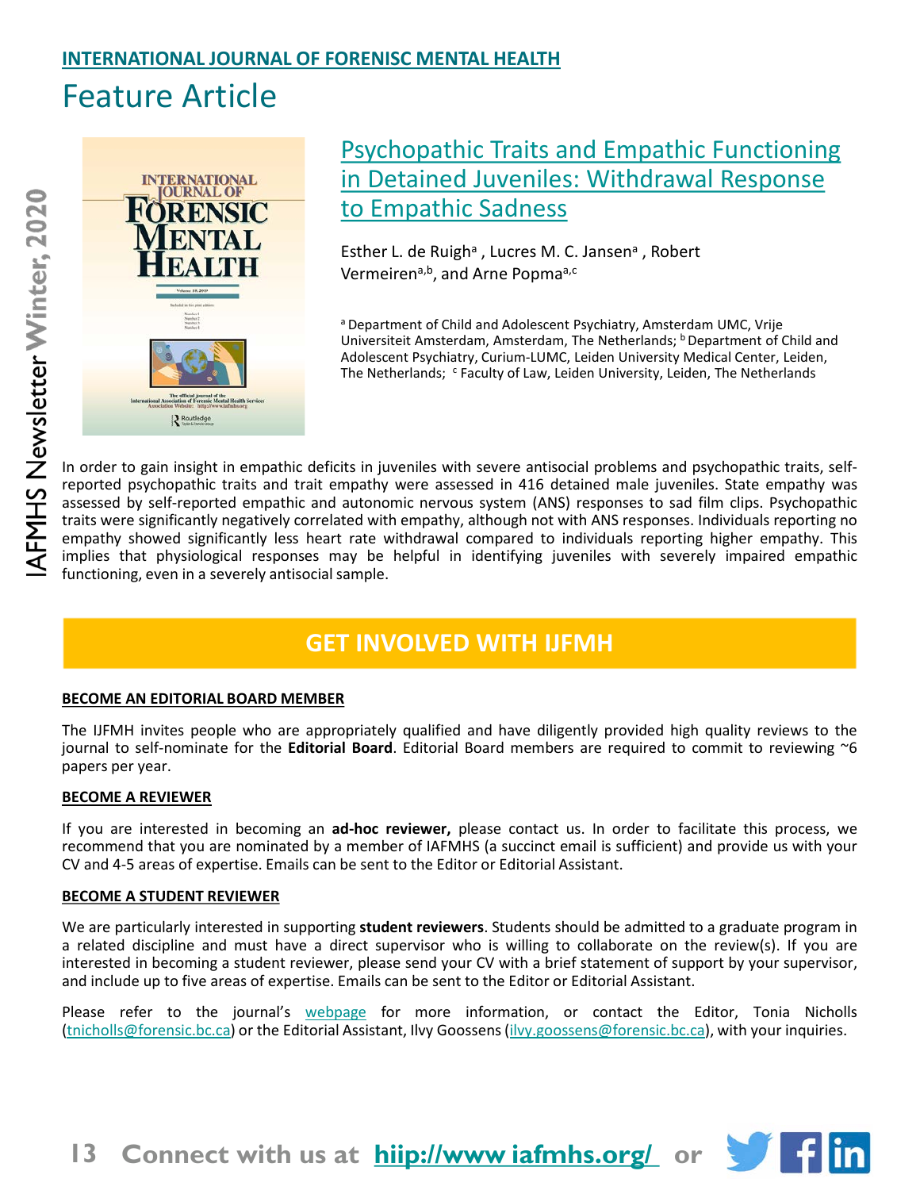INTERNATIONAL JOURNAL OF FORENISC MENTAL HEALTH

# Feature Article

## Psychopathic Traits and Empathic Functioning in Detained Juveniles: Withdrawal Response to Empathic Sadness

Esther L. de Ruigh[a] , Lucres M. C. Jansen[a] , Robert Vermeiren[a,b], and Arne Popma[a,c]

[a] Department of Child and Adolescent Psychiatry, Amsterdam UMC, Vrije Universiteit Amsterdam, Amsterdam, The Netherlands; [b] Department of Child and Adolescent Psychiatry, Curium-LUMC, Leiden University Medical Center, Leiden, The Netherlands; [c] Faculty of Law, Leiden University, Leiden, The Netherlands

In order to gain insight in empathic deficits in juveniles with severe antisocial problems and psychopathic traits, self-reported psychopathic traits and trait empathy were assessed in 416 detained male juveniles. State empathy was assessed by self-reported empathic and autonomic nervous system (ANS) responses to sad film clips. Psychopathic traits were significantly negatively correlated with empathy, although not with ANS responses. Individuals reporting no empathy showed significantly less heart rate withdrawal compared to individuals reporting higher empathy. This implies that physiological responses may be helpful in identifying juveniles with severely impaired empathic functioning, even in a severely antisocial sample.

## GET INVOLVED WITH IJFMH

**BECOME AN EDITORIAL BOARD MEMBER**

The IJFMH invites people who are appropriately qualified and have diligently provided high quality reviews to the journal to self-nominate for the **Editorial Board**. Editorial Board members are required to commit to reviewing ~6 papers per year.

**BECOME A REVIEWER**

If you are interested in becoming an **ad-hoc reviewer,** please contact us. In order to facilitate this process, we recommend that you are nominated by a member of IAFMHS (a succinct email is sufficient) and provide us with your CV and 4-5 areas of expertise. Emails can be sent to the Editor or Editorial Assistant.

**BECOME A STUDENT REVIEWER**

We are particularly interested in supporting **student reviewers**. Students should be admitted to a graduate program in a related discipline and must have a direct supervisor who is willing to collaborate on the review(s). If you are interested in becoming a student reviewer, please send your CV with a brief statement of support by your supervisor, and include up to five areas of expertise. Emails can be sent to the Editor or Editorial Assistant.

Please refer to the journal's webpage for more information, or contact the Editor, Tonia Nicholls (tnicholls@forensic.bc.ca) or the Editorial Assistant, Ilvy Goossens (ilvy.goossens@forensic.bc.ca), with your inquiries.